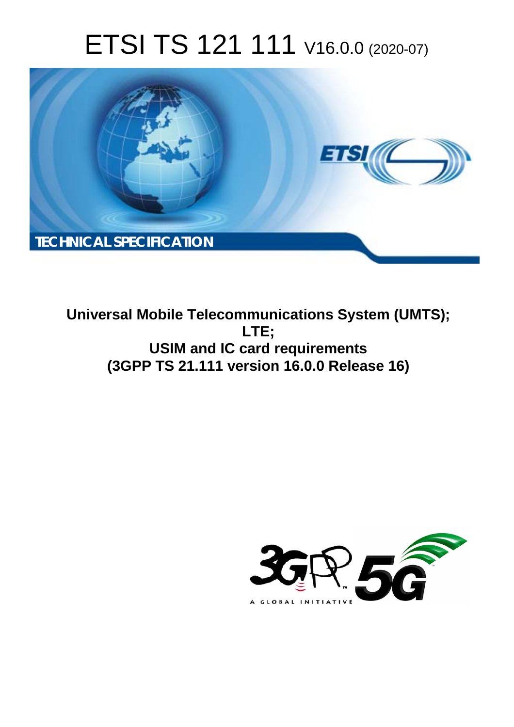# ETSI TS 121 111 V16.0.0 (2020-07)

TECHNICAL SPECIFICATION

**Universal Mobile Telecommunications System (UMTS); LTE; USIM and IC card requirements (3GPP TS 21.111 version 16.0.0 Release 16)**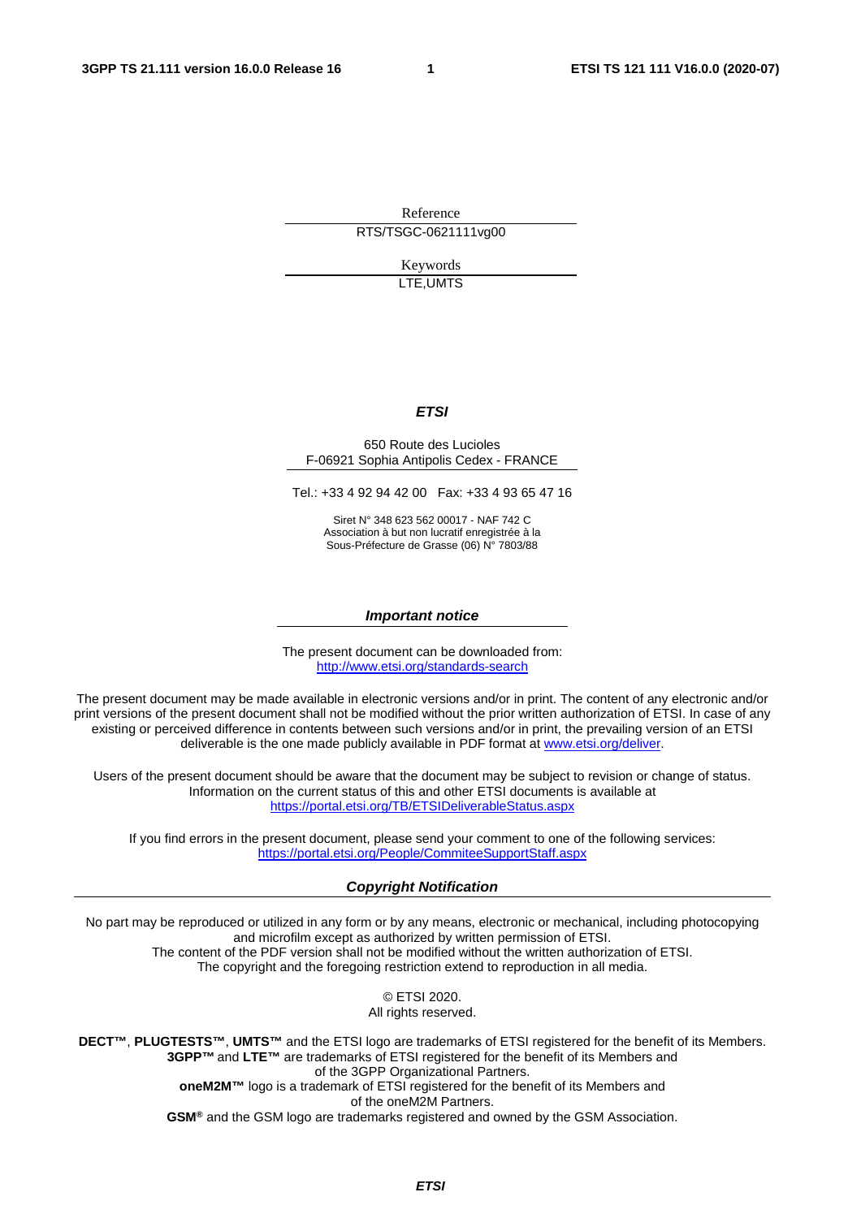Reference

RTS/TSGC-0621111vg00

Keywords

LTE,UMTS

***ETSI***

650 Route des Lucioles
F-06921 Sophia Antipolis Cedex - FRANCE

Tel.: +33 4 92 94 42 00   Fax: +33 4 93 65 47 16

Siret N° 348 623 562 00017 - NAF 742 C
Association à but non lucratif enregistrée à la
Sous-Préfecture de Grasse (06) N° 7803/88

***Important notice***

The present document can be downloaded from:
http://www.etsi.org/standards-search

The present document may be made available in electronic versions and/or in print. The content of any electronic and/or print versions of the present document shall not be modified without the prior written authorization of ETSI. In case of any existing or perceived difference in contents between such versions and/or in print, the prevailing version of an ETSI deliverable is the one made publicly available in PDF format at www.etsi.org/deliver.

Users of the present document should be aware that the document may be subject to revision or change of status. Information on the current status of this and other ETSI documents is available at https://portal.etsi.org/TB/ETSIDeliverableStatus.aspx

If you find errors in the present document, please send your comment to one of the following services:
https://portal.etsi.org/People/CommiteeSupportStaff.aspx

***Copyright Notification***

No part may be reproduced or utilized in any form or by any means, electronic or mechanical, including photocopying and microfilm except as authorized by written permission of ETSI.
The content of the PDF version shall not be modified without the written authorization of ETSI.
The copyright and the foregoing restriction extend to reproduction in all media.

© ETSI 2020.
All rights reserved.

**DECT™**, **PLUGTESTS™**, **UMTS™** and the ETSI logo are trademarks of ETSI registered for the benefit of its Members.
**3GPP™** and **LTE™** are trademarks of ETSI registered for the benefit of its Members and of the 3GPP Organizational Partners.
**oneM2M™** logo is a trademark of ETSI registered for the benefit of its Members and of the oneM2M Partners.
**GSM®** and the GSM logo are trademarks registered and owned by the GSM Association.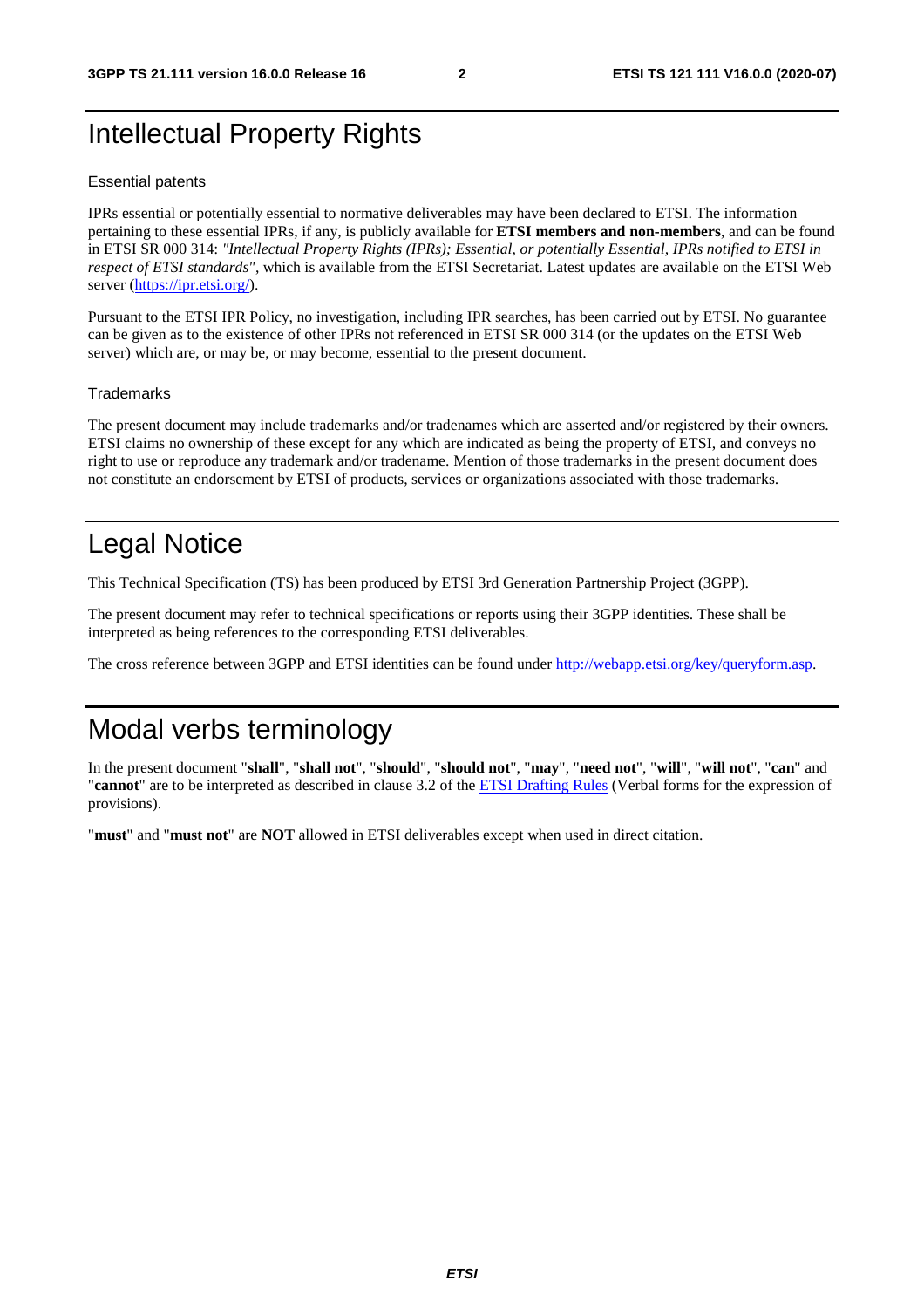# Intellectual Property Rights

## Essential patents

IPRs essential or potentially essential to normative deliverables may have been declared to ETSI. The information pertaining to these essential IPRs, if any, is publicly available for **ETSI members and non-members**, and can be found in ETSI SR 000 314: *"Intellectual Property Rights (IPRs); Essential, or potentially Essential, IPRs notified to ETSI in respect of ETSI standards"*, which is available from the ETSI Secretariat. Latest updates are available on the ETSI Web server (https://ipr.etsi.org/).

Pursuant to the ETSI IPR Policy, no investigation, including IPR searches, has been carried out by ETSI. No guarantee can be given as to the existence of other IPRs not referenced in ETSI SR 000 314 (or the updates on the ETSI Web server) which are, or may be, or may become, essential to the present document.

## Trademarks

The present document may include trademarks and/or tradenames which are asserted and/or registered by their owners. ETSI claims no ownership of these except for any which are indicated as being the property of ETSI, and conveys no right to use or reproduce any trademark and/or tradename. Mention of those trademarks in the present document does not constitute an endorsement by ETSI of products, services or organizations associated with those trademarks.

# Legal Notice

This Technical Specification (TS) has been produced by ETSI 3rd Generation Partnership Project (3GPP).

The present document may refer to technical specifications or reports using their 3GPP identities. These shall be interpreted as being references to the corresponding ETSI deliverables.

The cross reference between 3GPP and ETSI identities can be found under http://webapp.etsi.org/key/queryform.asp.

# Modal verbs terminology

In the present document "**shall**", "**shall not**", "**should**", "**should not**", "**may**", "**need not**", "**will**", "**will not**", "**can**" and "**cannot**" are to be interpreted as described in clause 3.2 of the ETSI Drafting Rules (Verbal forms for the expression of provisions).

"**must**" and "**must not**" are **NOT** allowed in ETSI deliverables except when used in direct citation.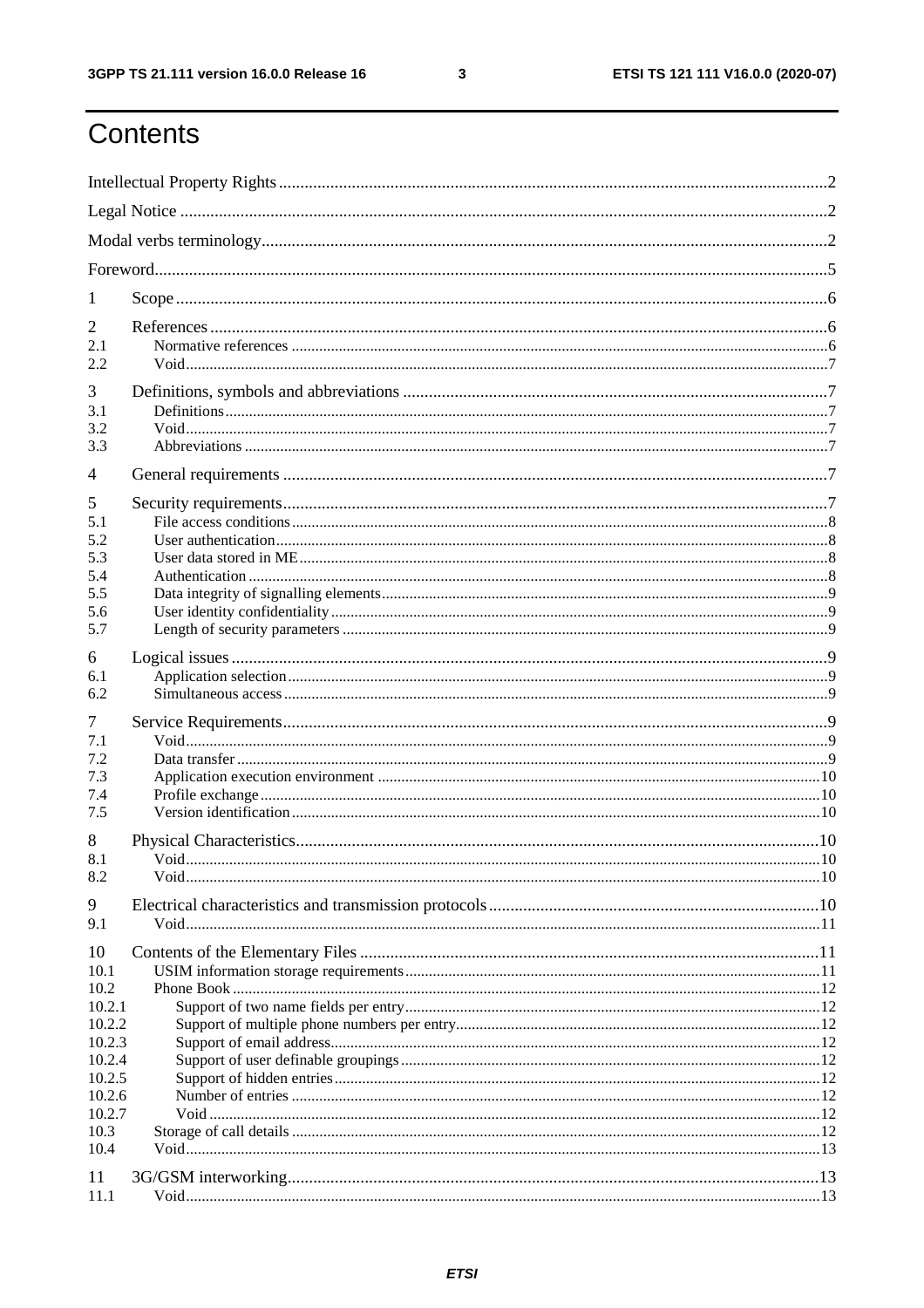# Contents

Intellectual Property Rights ..... 2
Legal Notice ..... 2
Modal verbs terminology ..... 2
Foreword ..... 5

1 Scope ..... 6

2 References ..... 6
2.1 Normative references ..... 6
2.2 Void ..... 7

3 Definitions, symbols and abbreviations ..... 7
3.1 Definitions ..... 7
3.2 Void ..... 7
3.3 Abbreviations ..... 7

4 General requirements ..... 7

5 Security requirements ..... 7
5.1 File access conditions ..... 8
5.2 User authentication ..... 8
5.3 User data stored in ME ..... 8
5.4 Authentication ..... 8
5.5 Data integrity of signalling elements ..... 9
5.6 User identity confidentiality ..... 9
5.7 Length of security parameters ..... 9

6 Logical issues ..... 9
6.1 Application selection ..... 9
6.2 Simultaneous access ..... 9

7 Service Requirements ..... 9
7.1 Void ..... 9
7.2 Data transfer ..... 9
7.3 Application execution environment ..... 10
7.4 Profile exchange ..... 10
7.5 Version identification ..... 10

8 Physical Characteristics ..... 10
8.1 Void ..... 10
8.2 Void ..... 10

9 Electrical characteristics and transmission protocols ..... 10
9.1 Void ..... 11

10 Contents of the Elementary Files ..... 11
10.1 USIM information storage requirements ..... 11
10.2 Phone Book ..... 12
10.2.1 Support of two name fields per entry ..... 12
10.2.2 Support of multiple phone numbers per entry ..... 12
10.2.3 Support of email address ..... 12
10.2.4 Support of user definable groupings ..... 12
10.2.5 Support of hidden entries ..... 12
10.2.6 Number of entries ..... 12
10.2.7 Void ..... 12
10.3 Storage of call details ..... 12
10.4 Void ..... 13

11 3G/GSM interworking ..... 13
11.1 Void ..... 13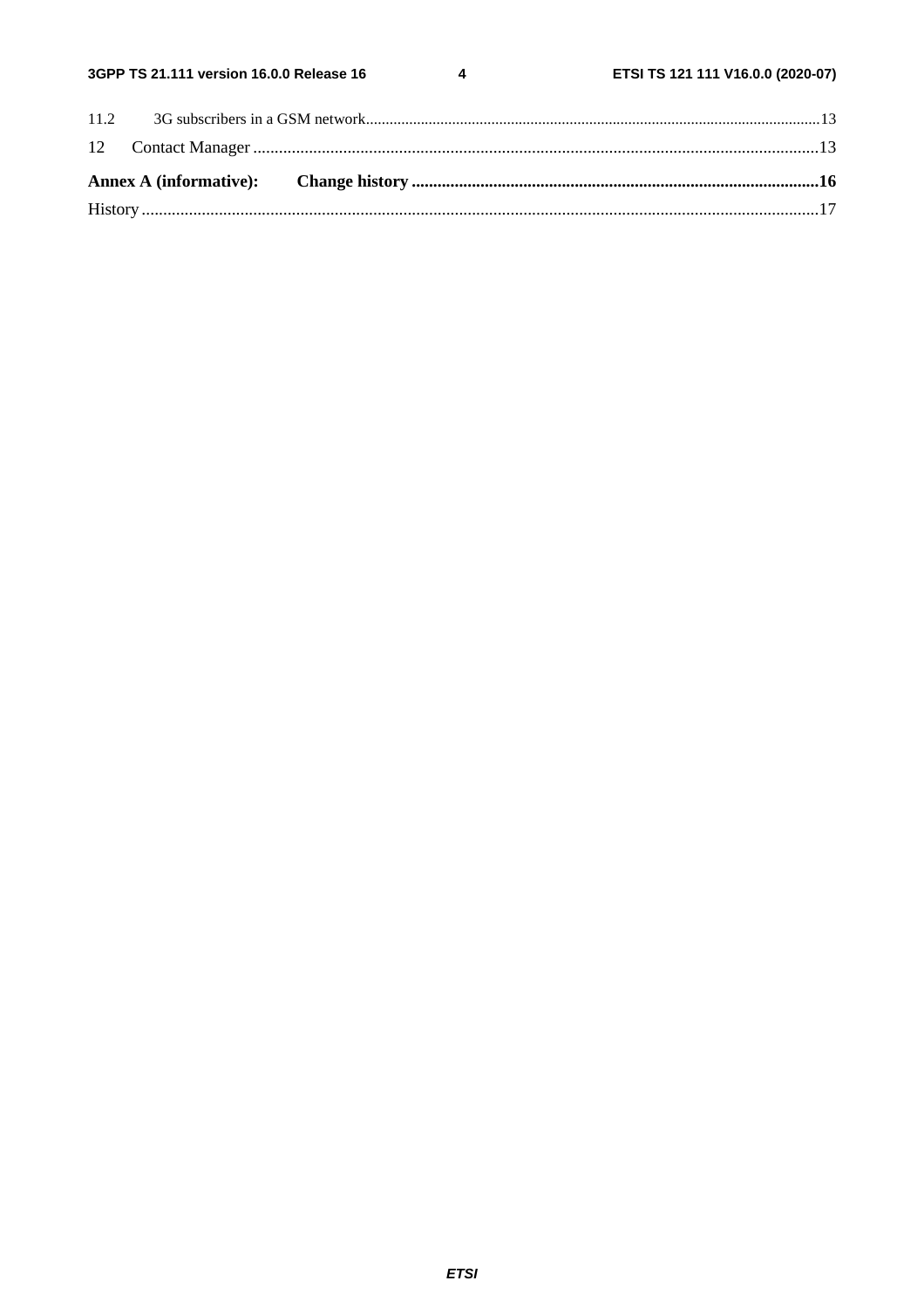11.2 3G subscribers in a GSM network....13

12 Contact Manager....13

**Annex A (informative): Change history....16**

History....17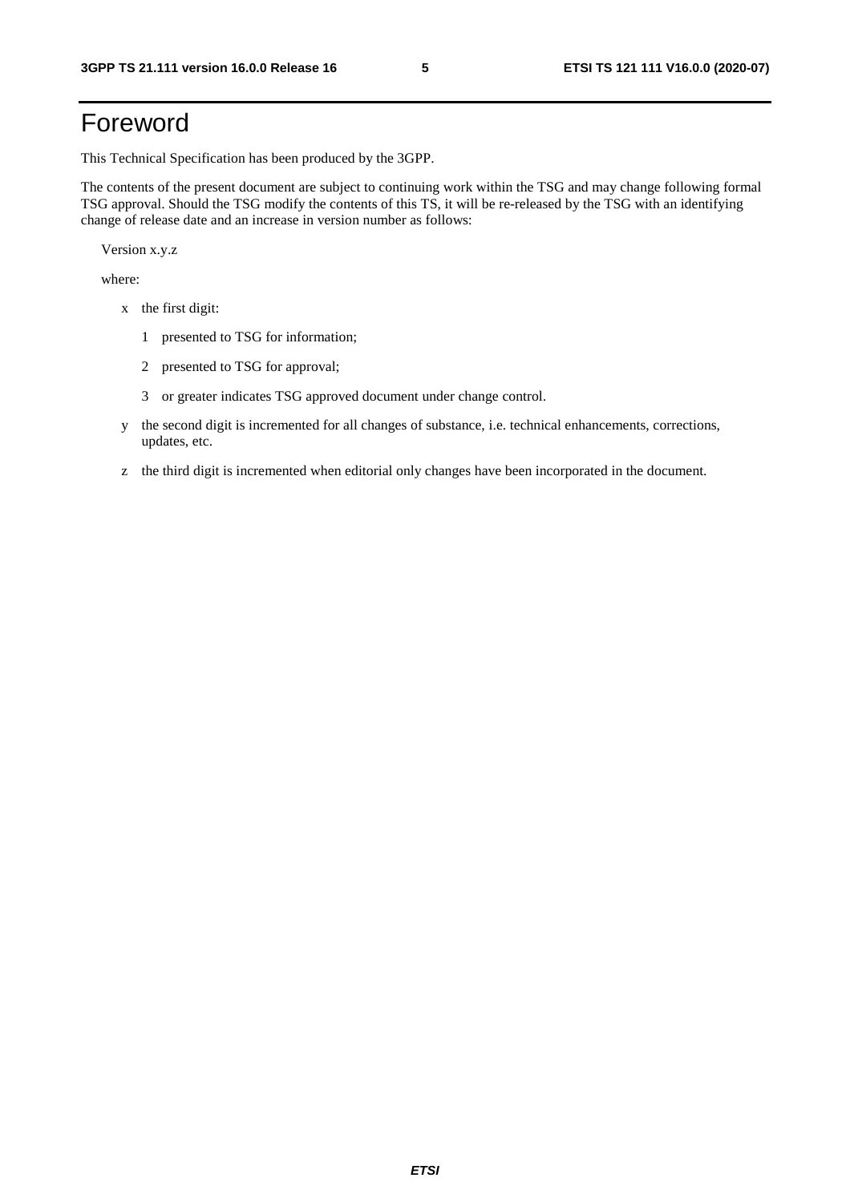# Foreword

This Technical Specification has been produced by the 3GPP.

The contents of the present document are subject to continuing work within the TSG and may change following formal TSG approval. Should the TSG modify the contents of this TS, it will be re-released by the TSG with an identifying change of release date and an increase in version number as follows:

Version x.y.z

where:

- x the first digit:
  - 1 presented to TSG for information;
  - 2 presented to TSG for approval;
  - 3 or greater indicates TSG approved document under change control.
- y the second digit is incremented for all changes of substance, i.e. technical enhancements, corrections, updates, etc.
- z the third digit is incremented when editorial only changes have been incorporated in the document.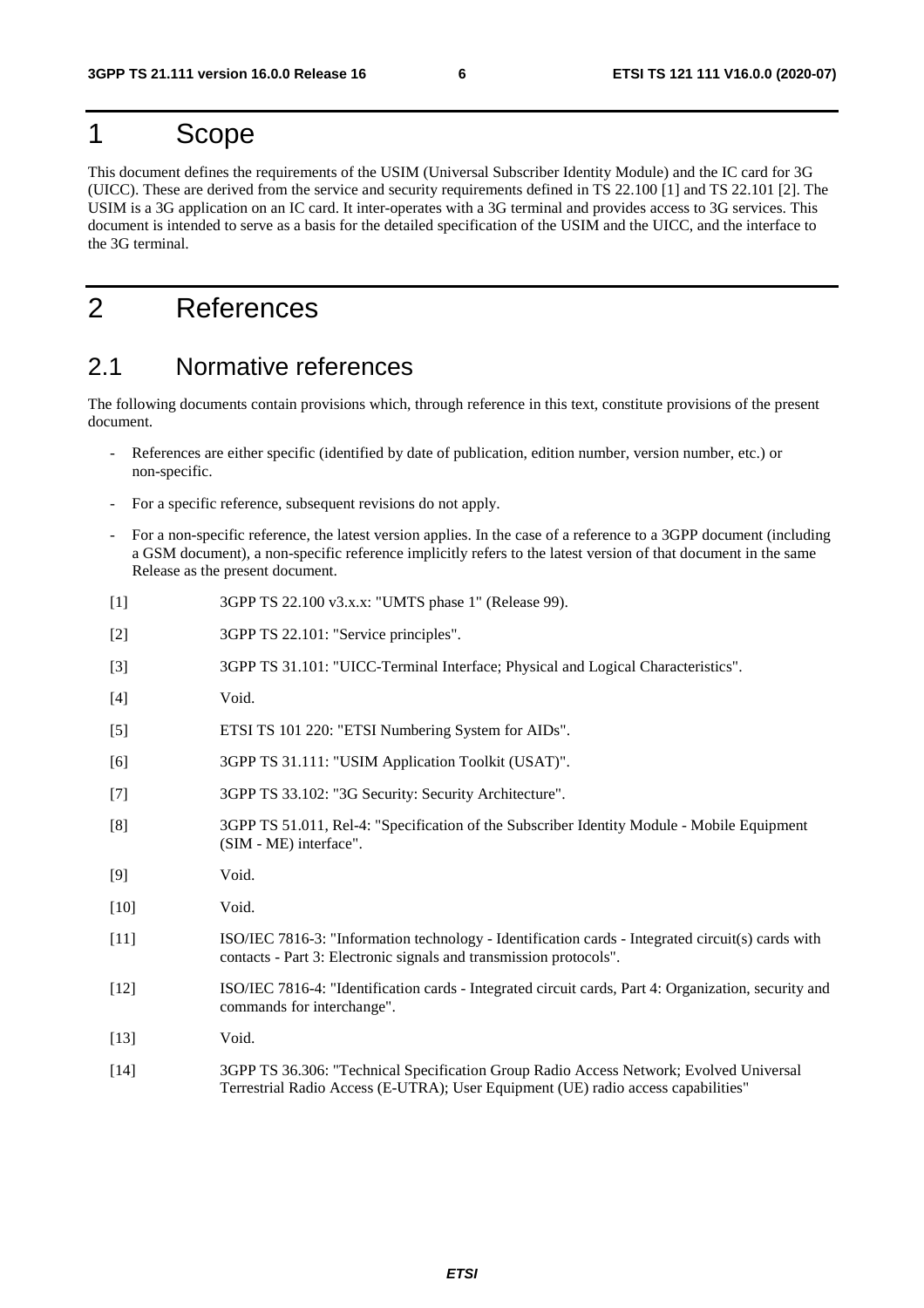# 1 Scope

This document defines the requirements of the USIM (Universal Subscriber Identity Module) and the IC card for 3G (UICC). These are derived from the service and security requirements defined in TS 22.100 [1] and TS 22.101 [2]. The USIM is a 3G application on an IC card. It inter-operates with a 3G terminal and provides access to 3G services. This document is intended to serve as a basis for the detailed specification of the USIM and the UICC, and the interface to the 3G terminal.

# 2 References

## 2.1 Normative references

The following documents contain provisions which, through reference in this text, constitute provisions of the present document.

- References are either specific (identified by date of publication, edition number, version number, etc.) or non-specific.
- For a specific reference, subsequent revisions do not apply.
- For a non-specific reference, the latest version applies. In the case of a reference to a 3GPP document (including a GSM document), a non-specific reference implicitly refers to the latest version of that document in the same Release as the present document.

[1] 3GPP TS 22.100 v3.x.x: "UMTS phase 1" (Release 99).

[2] 3GPP TS 22.101: "Service principles".

[3] 3GPP TS 31.101: "UICC-Terminal Interface; Physical and Logical Characteristics".

[4] Void.

[5] ETSI TS 101 220: "ETSI Numbering System for AIDs".

[6] 3GPP TS 31.111: "USIM Application Toolkit (USAT)".

[7] 3GPP TS 33.102: "3G Security: Security Architecture".

[8] 3GPP TS 51.011, Rel-4: "Specification of the Subscriber Identity Module - Mobile Equipment (SIM - ME) interface".

[9] Void.

[10] Void.

[11] ISO/IEC 7816-3: "Information technology - Identification cards - Integrated circuit(s) cards with contacts - Part 3: Electronic signals and transmission protocols".

[12] ISO/IEC 7816-4: "Identification cards - Integrated circuit cards, Part 4: Organization, security and commands for interchange".

[13] Void.

[14] 3GPP TS 36.306: "Technical Specification Group Radio Access Network; Evolved Universal Terrestrial Radio Access (E-UTRA); User Equipment (UE) radio access capabilities"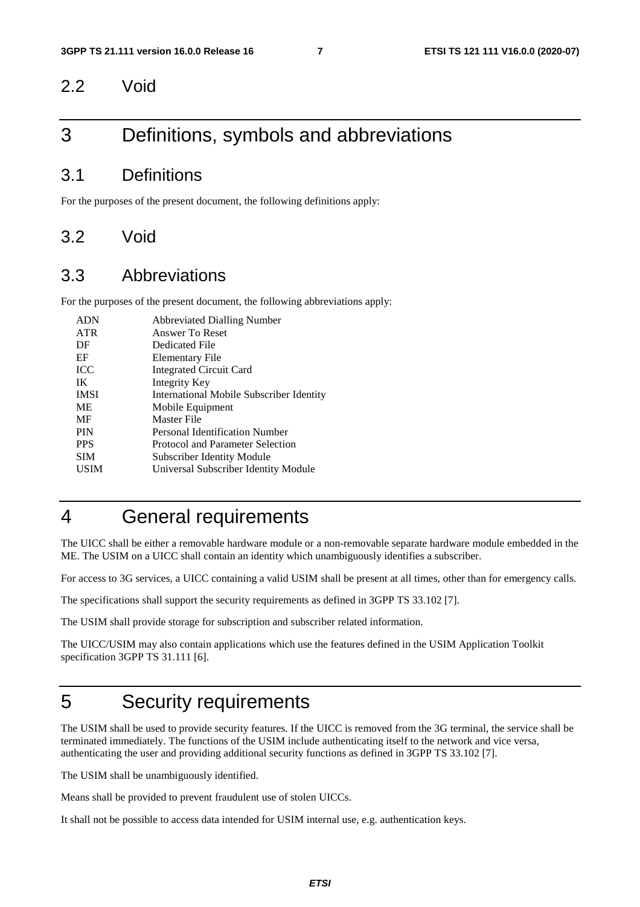## 2.2 Void

# 3 Definitions, symbols and abbreviations

## 3.1 Definitions

For the purposes of the present document, the following definitions apply:

## 3.2 Void

## 3.3 Abbreviations

For the purposes of the present document, the following abbreviations apply:

| | |
|---|---|
| ADN | Abbreviated Dialling Number |
| ATR | Answer To Reset |
| DF | Dedicated File |
| EF | Elementary File |
| ICC | Integrated Circuit Card |
| IK | Integrity Key |
| IMSI | International Mobile Subscriber Identity |
| ME | Mobile Equipment |
| MF | Master File |
| PIN | Personal Identification Number |
| PPS | Protocol and Parameter Selection |
| SIM | Subscriber Identity Module |
| USIM | Universal Subscriber Identity Module |

# 4 General requirements

The UICC shall be either a removable hardware module or a non-removable separate hardware module embedded in the ME. The USIM on a UICC shall contain an identity which unambiguously identifies a subscriber.

For access to 3G services, a UICC containing a valid USIM shall be present at all times, other than for emergency calls.

The specifications shall support the security requirements as defined in 3GPP TS 33.102 [7].

The USIM shall provide storage for subscription and subscriber related information.

The UICC/USIM may also contain applications which use the features defined in the USIM Application Toolkit specification 3GPP TS 31.111 [6].

# 5 Security requirements

The USIM shall be used to provide security features. If the UICC is removed from the 3G terminal, the service shall be terminated immediately. The functions of the USIM include authenticating itself to the network and vice versa, authenticating the user and providing additional security functions as defined in 3GPP TS 33.102 [7].

The USIM shall be unambiguously identified.

Means shall be provided to prevent fraudulent use of stolen UICCs.

It shall not be possible to access data intended for USIM internal use, e.g. authentication keys.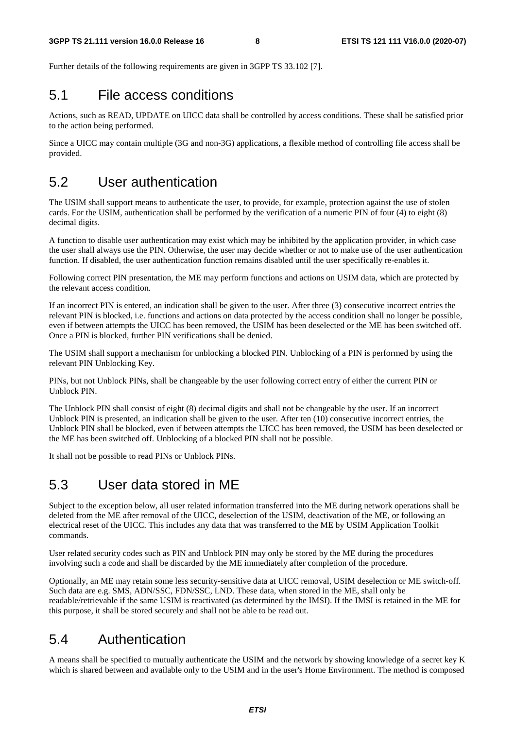Further details of the following requirements are given in 3GPP TS 33.102 [7].

## 5.1 File access conditions

Actions, such as READ, UPDATE on UICC data shall be controlled by access conditions. These shall be satisfied prior to the action being performed.

Since a UICC may contain multiple (3G and non-3G) applications, a flexible method of controlling file access shall be provided.

## 5.2 User authentication

The USIM shall support means to authenticate the user, to provide, for example, protection against the use of stolen cards. For the USIM, authentication shall be performed by the verification of a numeric PIN of four (4) to eight (8) decimal digits.

A function to disable user authentication may exist which may be inhibited by the application provider, in which case the user shall always use the PIN. Otherwise, the user may decide whether or not to make use of the user authentication function. If disabled, the user authentication function remains disabled until the user specifically re-enables it.

Following correct PIN presentation, the ME may perform functions and actions on USIM data, which are protected by the relevant access condition.

If an incorrect PIN is entered, an indication shall be given to the user. After three (3) consecutive incorrect entries the relevant PIN is blocked, i.e. functions and actions on data protected by the access condition shall no longer be possible, even if between attempts the UICC has been removed, the USIM has been deselected or the ME has been switched off. Once a PIN is blocked, further PIN verifications shall be denied.

The USIM shall support a mechanism for unblocking a blocked PIN. Unblocking of a PIN is performed by using the relevant PIN Unblocking Key.

PINs, but not Unblock PINs, shall be changeable by the user following correct entry of either the current PIN or Unblock PIN.

The Unblock PIN shall consist of eight (8) decimal digits and shall not be changeable by the user. If an incorrect Unblock PIN is presented, an indication shall be given to the user. After ten (10) consecutive incorrect entries, the Unblock PIN shall be blocked, even if between attempts the UICC has been removed, the USIM has been deselected or the ME has been switched off. Unblocking of a blocked PIN shall not be possible.

It shall not be possible to read PINs or Unblock PINs.

## 5.3 User data stored in ME

Subject to the exception below, all user related information transferred into the ME during network operations shall be deleted from the ME after removal of the UICC, deselection of the USIM, deactivation of the ME, or following an electrical reset of the UICC. This includes any data that was transferred to the ME by USIM Application Toolkit commands.

User related security codes such as PIN and Unblock PIN may only be stored by the ME during the procedures involving such a code and shall be discarded by the ME immediately after completion of the procedure.

Optionally, an ME may retain some less security-sensitive data at UICC removal, USIM deselection or ME switch-off. Such data are e.g. SMS, ADN/SSC, FDN/SSC, LND. These data, when stored in the ME, shall only be readable/retrievable if the same USIM is reactivated (as determined by the IMSI). If the IMSI is retained in the ME for this purpose, it shall be stored securely and shall not be able to be read out.

## 5.4 Authentication

A means shall be specified to mutually authenticate the USIM and the network by showing knowledge of a secret key K which is shared between and available only to the USIM and in the user's Home Environment. The method is composed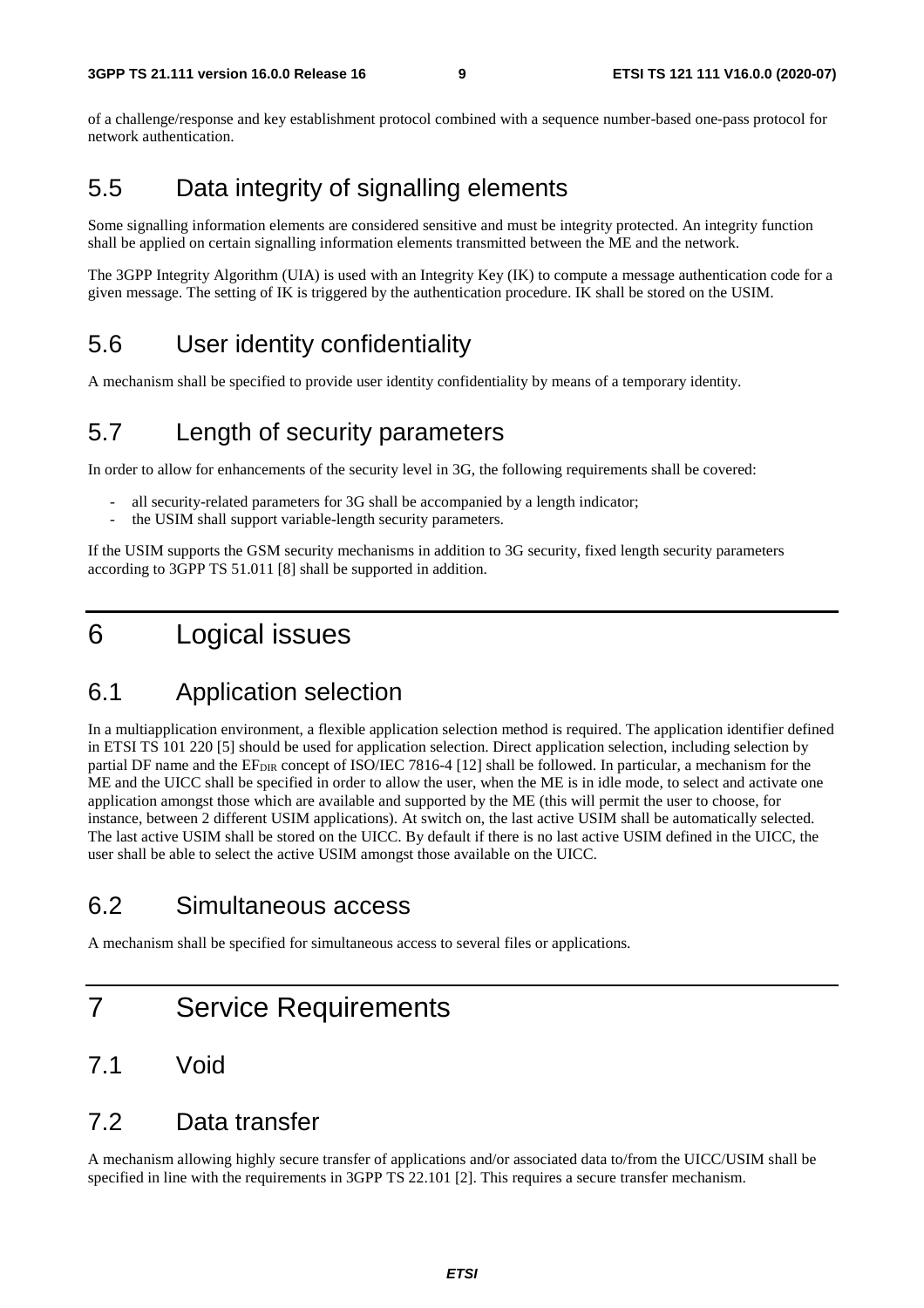of a challenge/response and key establishment protocol combined with a sequence number-based one-pass protocol for network authentication.

## 5.5 Data integrity of signalling elements

Some signalling information elements are considered sensitive and must be integrity protected. An integrity function shall be applied on certain signalling information elements transmitted between the ME and the network.

The 3GPP Integrity Algorithm (UIA) is used with an Integrity Key (IK) to compute a message authentication code for a given message. The setting of IK is triggered by the authentication procedure. IK shall be stored on the USIM.

## 5.6 User identity confidentiality

A mechanism shall be specified to provide user identity confidentiality by means of a temporary identity.

## 5.7 Length of security parameters

In order to allow for enhancements of the security level in 3G, the following requirements shall be covered:

- all security-related parameters for 3G shall be accompanied by a length indicator;
- the USIM shall support variable-length security parameters.

If the USIM supports the GSM security mechanisms in addition to 3G security, fixed length security parameters according to 3GPP TS 51.011 [8] shall be supported in addition.

# 6 Logical issues

## 6.1 Application selection

In a multiapplication environment, a flexible application selection method is required. The application identifier defined in ETSI TS 101 220 [5] should be used for application selection. Direct application selection, including selection by partial DF name and the $EF_{DIR}$ concept of ISO/IEC 7816-4 [12] shall be followed. In particular, a mechanism for the ME and the UICC shall be specified in order to allow the user, when the ME is in idle mode, to select and activate one application amongst those which are available and supported by the ME (this will permit the user to choose, for instance, between 2 different USIM applications). At switch on, the last active USIM shall be automatically selected. The last active USIM shall be stored on the UICC. By default if there is no last active USIM defined in the UICC, the user shall be able to select the active USIM amongst those available on the UICC.

## 6.2 Simultaneous access

A mechanism shall be specified for simultaneous access to several files or applications.

# 7 Service Requirements

## 7.1 Void

## 7.2 Data transfer

A mechanism allowing highly secure transfer of applications and/or associated data to/from the UICC/USIM shall be specified in line with the requirements in 3GPP TS 22.101 [2]. This requires a secure transfer mechanism.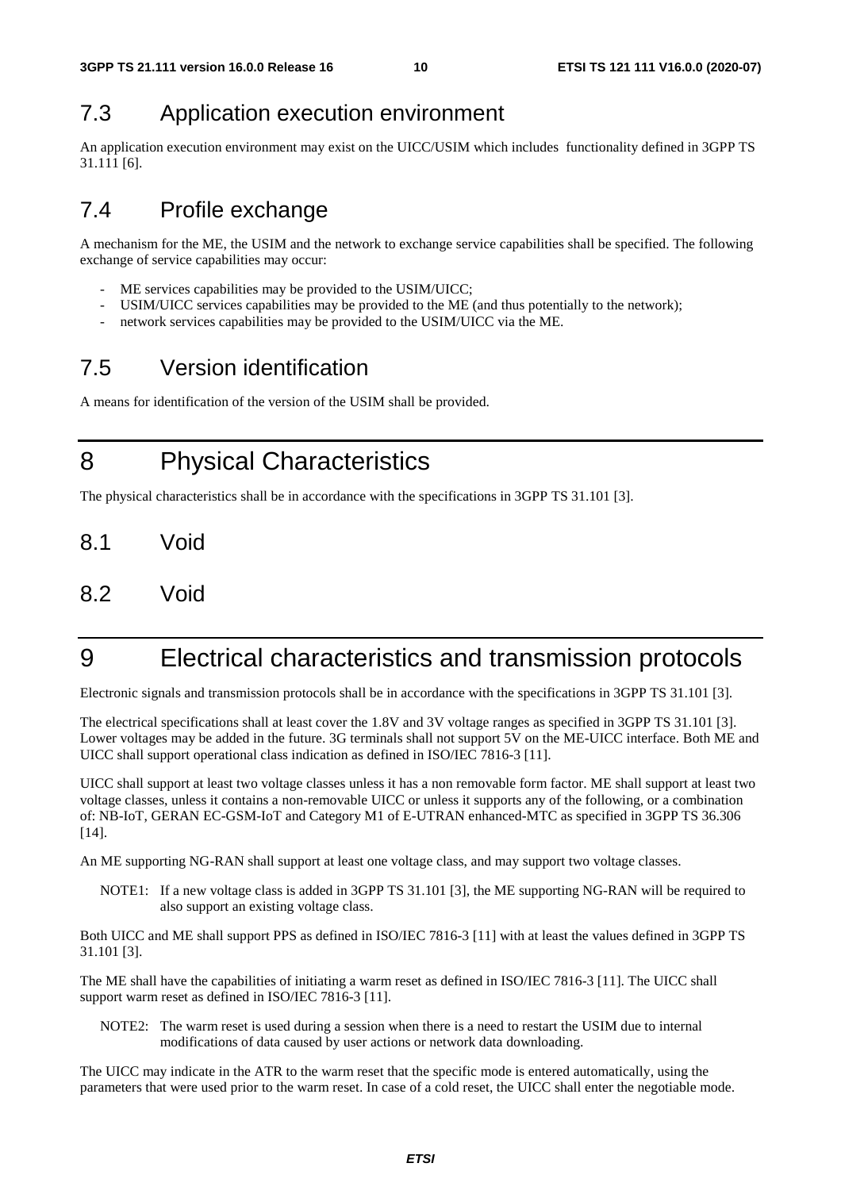## 7.3 Application execution environment

An application execution environment may exist on the UICC/USIM which includes functionality defined in 3GPP TS 31.111 [6].

## 7.4 Profile exchange

A mechanism for the ME, the USIM and the network to exchange service capabilities shall be specified. The following exchange of service capabilities may occur:

- ME services capabilities may be provided to the USIM/UICC;
- USIM/UICC services capabilities may be provided to the ME (and thus potentially to the network);
- network services capabilities may be provided to the USIM/UICC via the ME.

## 7.5 Version identification

A means for identification of the version of the USIM shall be provided.

# 8 Physical Characteristics

The physical characteristics shall be in accordance with the specifications in 3GPP TS 31.101 [3].

## 8.1 Void

## 8.2 Void

# 9 Electrical characteristics and transmission protocols

Electronic signals and transmission protocols shall be in accordance with the specifications in 3GPP TS 31.101 [3].

The electrical specifications shall at least cover the 1.8V and 3V voltage ranges as specified in 3GPP TS 31.101 [3]. Lower voltages may be added in the future. 3G terminals shall not support 5V on the ME-UICC interface. Both ME and UICC shall support operational class indication as defined in ISO/IEC 7816-3 [11].

UICC shall support at least two voltage classes unless it has a non removable form factor. ME shall support at least two voltage classes, unless it contains a non-removable UICC or unless it supports any of the following, or a combination of: NB-IoT, GERAN EC-GSM-IoT and Category M1 of E-UTRAN enhanced-MTC as specified in 3GPP TS 36.306 [14].

An ME supporting NG-RAN shall support at least one voltage class, and may support two voltage classes.

NOTE1: If a new voltage class is added in 3GPP TS 31.101 [3], the ME supporting NG-RAN will be required to also support an existing voltage class.

Both UICC and ME shall support PPS as defined in ISO/IEC 7816-3 [11] with at least the values defined in 3GPP TS 31.101 [3].

The ME shall have the capabilities of initiating a warm reset as defined in ISO/IEC 7816-3 [11]. The UICC shall support warm reset as defined in ISO/IEC 7816-3 [11].

NOTE2: The warm reset is used during a session when there is a need to restart the USIM due to internal modifications of data caused by user actions or network data downloading.

The UICC may indicate in the ATR to the warm reset that the specific mode is entered automatically, using the parameters that were used prior to the warm reset. In case of a cold reset, the UICC shall enter the negotiable mode.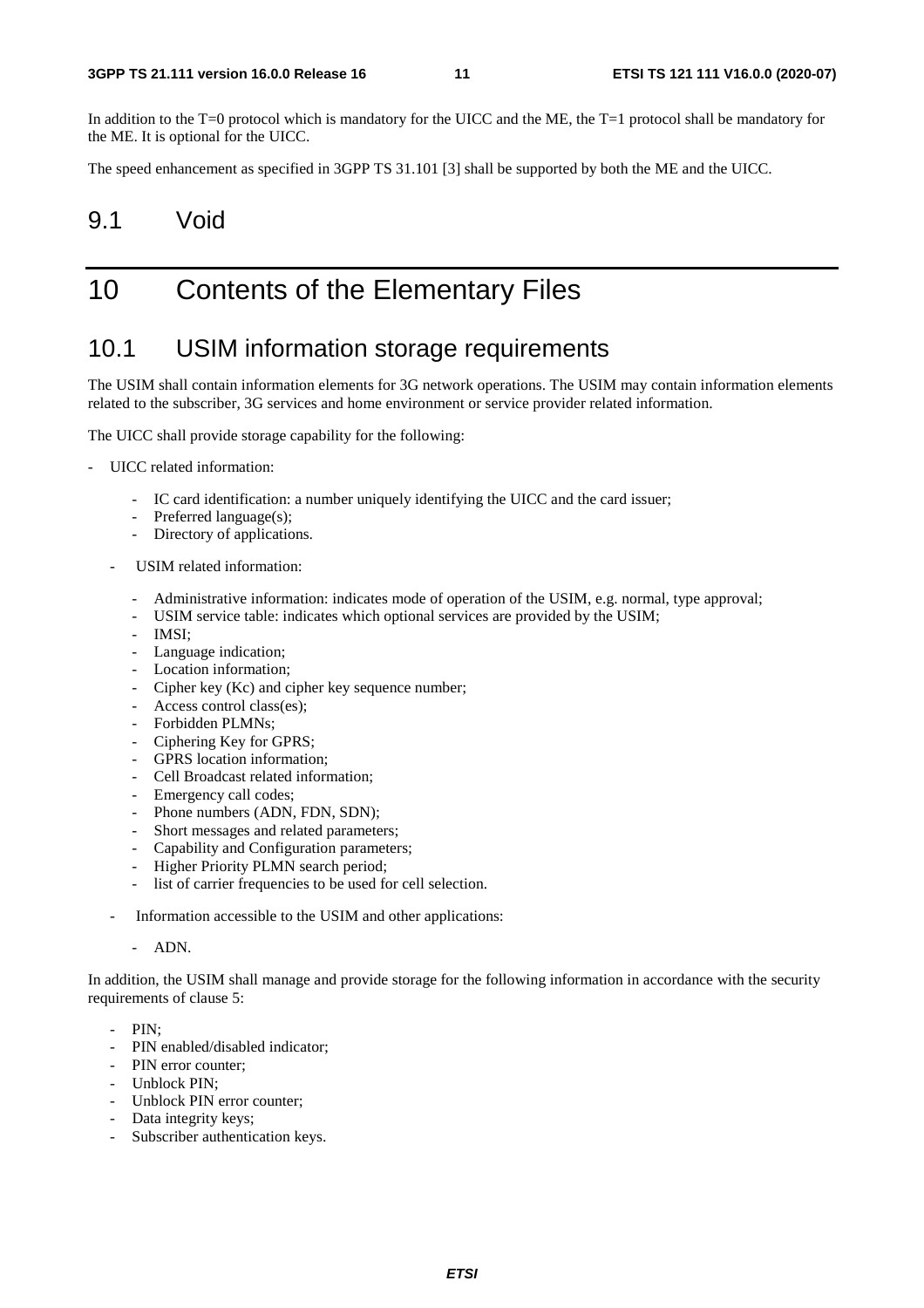In addition to the T=0 protocol which is mandatory for the UICC and the ME, the T=1 protocol shall be mandatory for the ME. It is optional for the UICC.

The speed enhancement as specified in 3GPP TS 31.101 [3] shall be supported by both the ME and the UICC.

## 9.1 Void

# 10 Contents of the Elementary Files

## 10.1 USIM information storage requirements

The USIM shall contain information elements for 3G network operations. The USIM may contain information elements related to the subscriber, 3G services and home environment or service provider related information.

The UICC shall provide storage capability for the following:

- UICC related information:
    - IC card identification: a number uniquely identifying the UICC and the card issuer;
    - Preferred language(s);
    - Directory of applications.
- USIM related information:
    - Administrative information: indicates mode of operation of the USIM, e.g. normal, type approval;
    - USIM service table: indicates which optional services are provided by the USIM;
    - IMSI;
    - Language indication;
    - Location information;
    - Cipher key (Kc) and cipher key sequence number;
    - Access control class(es);
    - Forbidden PLMNs;
    - Ciphering Key for GPRS;
    - GPRS location information;
    - Cell Broadcast related information;
    - Emergency call codes;
    - Phone numbers (ADN, FDN, SDN);
    - Short messages and related parameters;
    - Capability and Configuration parameters;
    - Higher Priority PLMN search period;
    - list of carrier frequencies to be used for cell selection.
- Information accessible to the USIM and other applications:
    - ADN.

In addition, the USIM shall manage and provide storage for the following information in accordance with the security requirements of clause 5:

- PIN;
- PIN enabled/disabled indicator;
- PIN error counter;
- Unblock PIN;
- Unblock PIN error counter;
- Data integrity keys;
- Subscriber authentication keys.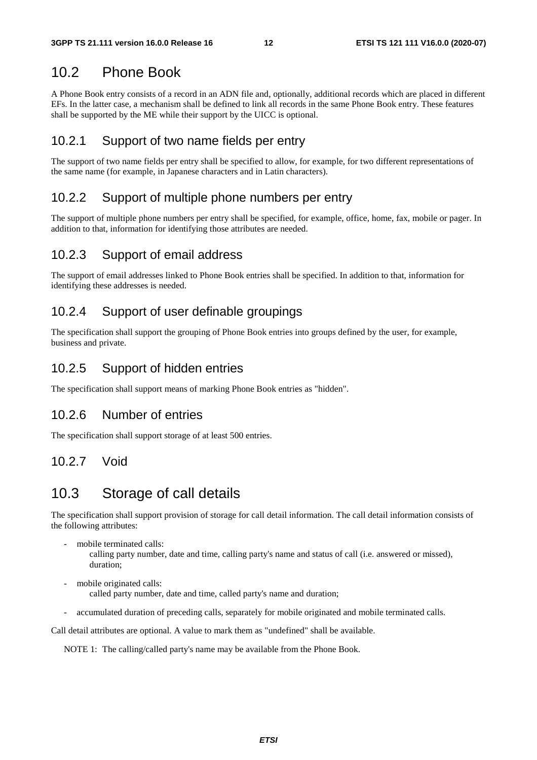## 10.2 Phone Book

A Phone Book entry consists of a record in an ADN file and, optionally, additional records which are placed in different EFs. In the latter case, a mechanism shall be defined to link all records in the same Phone Book entry. These features shall be supported by the ME while their support by the UICC is optional.

### 10.2.1 Support of two name fields per entry

The support of two name fields per entry shall be specified to allow, for example, for two different representations of the same name (for example, in Japanese characters and in Latin characters).

### 10.2.2 Support of multiple phone numbers per entry

The support of multiple phone numbers per entry shall be specified, for example, office, home, fax, mobile or pager. In addition to that, information for identifying those attributes are needed.

### 10.2.3 Support of email address

The support of email addresses linked to Phone Book entries shall be specified. In addition to that, information for identifying these addresses is needed.

### 10.2.4 Support of user definable groupings

The specification shall support the grouping of Phone Book entries into groups defined by the user, for example, business and private.

### 10.2.5 Support of hidden entries

The specification shall support means of marking Phone Book entries as "hidden".

### 10.2.6 Number of entries

The specification shall support storage of at least 500 entries.

### 10.2.7 Void

## 10.3 Storage of call details

The specification shall support provision of storage for call detail information. The call detail information consists of the following attributes:

- mobile terminated calls:
  calling party number, date and time, calling party's name and status of call (i.e. answered or missed), duration;
- mobile originated calls:
  called party number, date and time, called party's name and duration;
- accumulated duration of preceding calls, separately for mobile originated and mobile terminated calls.

Call detail attributes are optional. A value to mark them as "undefined" shall be available.

NOTE 1: The calling/called party's name may be available from the Phone Book.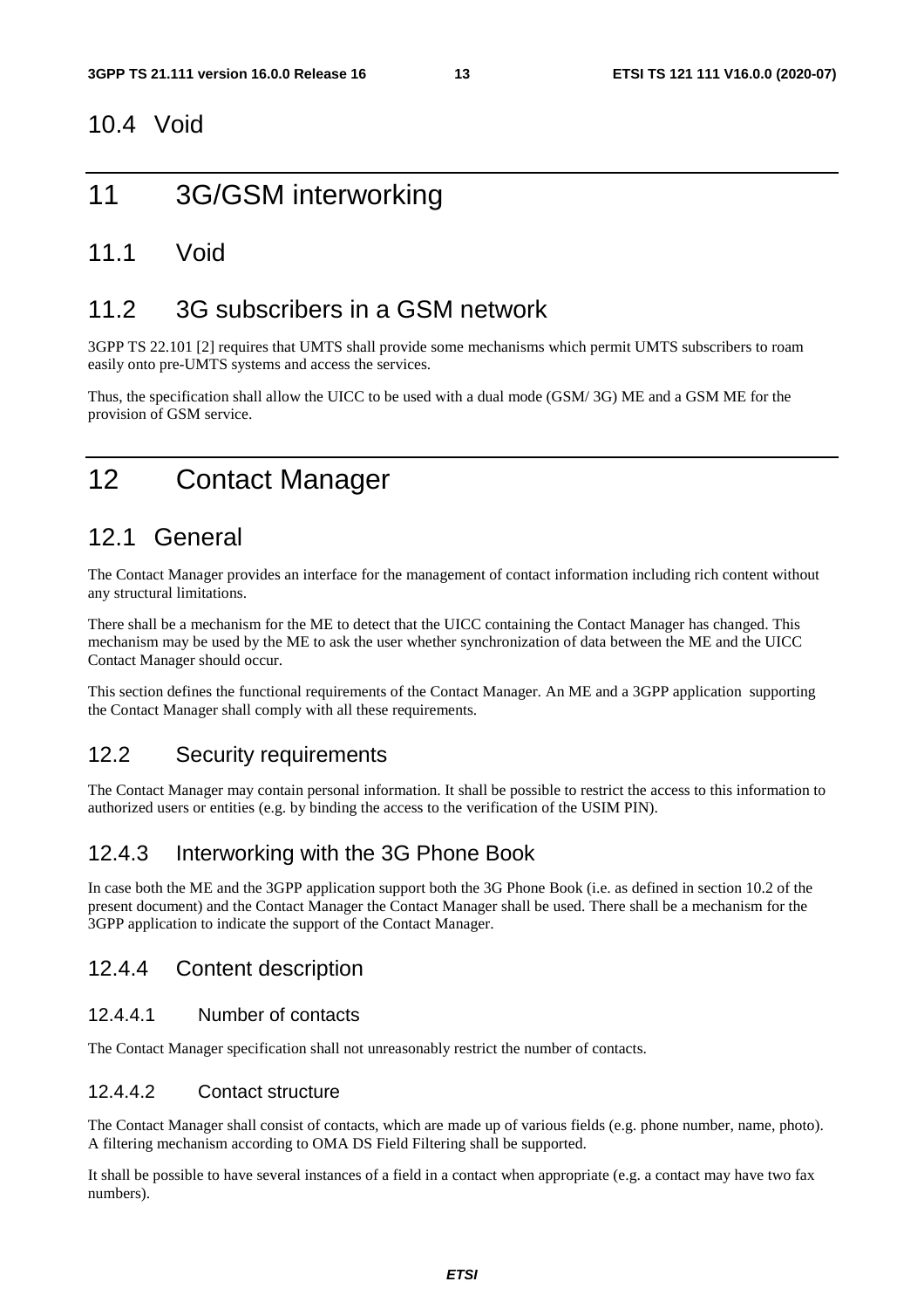## 10.4 Void

# 11 3G/GSM interworking

## 11.1 Void

## 11.2 3G subscribers in a GSM network

3GPP TS 22.101 [2] requires that UMTS shall provide some mechanisms which permit UMTS subscribers to roam easily onto pre-UMTS systems and access the services.

Thus, the specification shall allow the UICC to be used with a dual mode (GSM/ 3G) ME and a GSM ME for the provision of GSM service.

# 12 Contact Manager

## 12.1 General

The Contact Manager provides an interface for the management of contact information including rich content without any structural limitations.

There shall be a mechanism for the ME to detect that the UICC containing the Contact Manager has changed. This mechanism may be used by the ME to ask the user whether synchronization of data between the ME and the UICC Contact Manager should occur.

This section defines the functional requirements of the Contact Manager. An ME and a 3GPP application supporting the Contact Manager shall comply with all these requirements.

## 12.2 Security requirements

The Contact Manager may contain personal information. It shall be possible to restrict the access to this information to authorized users or entities (e.g. by binding the access to the verification of the USIM PIN).

## 12.4.3 Interworking with the 3G Phone Book

In case both the ME and the 3GPP application support both the 3G Phone Book (i.e. as defined in section 10.2 of the present document) and the Contact Manager the Contact Manager shall be used. There shall be a mechanism for the 3GPP application to indicate the support of the Contact Manager.

## 12.4.4 Content description

### 12.4.4.1 Number of contacts

The Contact Manager specification shall not unreasonably restrict the number of contacts.

### 12.4.4.2 Contact structure

The Contact Manager shall consist of contacts, which are made up of various fields (e.g. phone number, name, photo). A filtering mechanism according to OMA DS Field Filtering shall be supported.

It shall be possible to have several instances of a field in a contact when appropriate (e.g. a contact may have two fax numbers).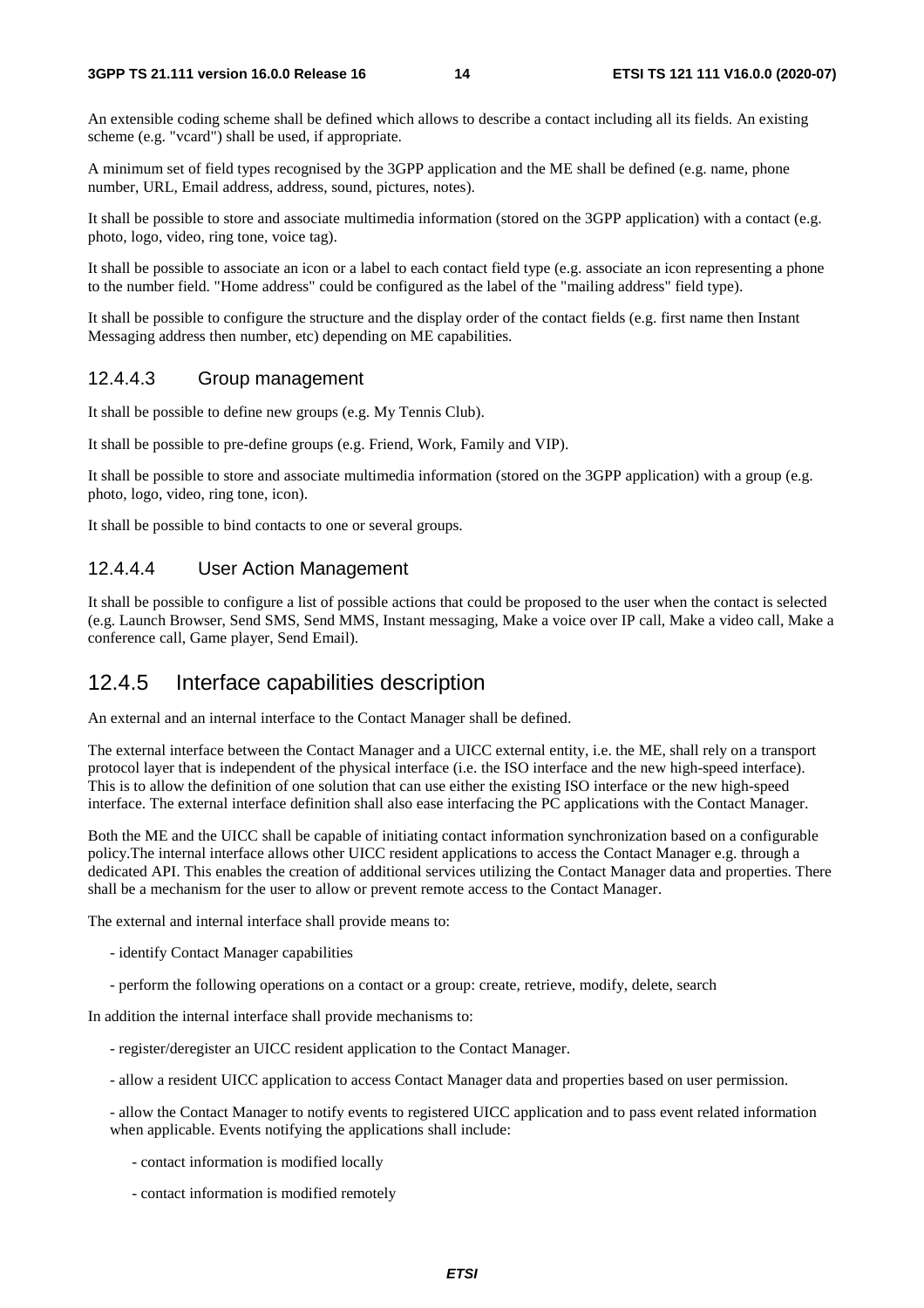An extensible coding scheme shall be defined which allows to describe a contact including all its fields. An existing scheme (e.g. "vcard") shall be used, if appropriate.

A minimum set of field types recognised by the 3GPP application and the ME shall be defined (e.g. name, phone number, URL, Email address, address, sound, pictures, notes).

It shall be possible to store and associate multimedia information (stored on the 3GPP application) with a contact (e.g. photo, logo, video, ring tone, voice tag).

It shall be possible to associate an icon or a label to each contact field type (e.g. associate an icon representing a phone to the number field. "Home address" could be configured as the label of the "mailing address" field type).

It shall be possible to configure the structure and the display order of the contact fields (e.g. first name then Instant Messaging address then number, etc) depending on ME capabilities.

#### 12.4.4.3 Group management

It shall be possible to define new groups (e.g. My Tennis Club).

It shall be possible to pre-define groups (e.g. Friend, Work, Family and VIP).

It shall be possible to store and associate multimedia information (stored on the 3GPP application) with a group (e.g. photo, logo, video, ring tone, icon).

It shall be possible to bind contacts to one or several groups.

#### 12.4.4.4 User Action Management

It shall be possible to configure a list of possible actions that could be proposed to the user when the contact is selected (e.g. Launch Browser, Send SMS, Send MMS, Instant messaging, Make a voice over IP call, Make a video call, Make a conference call, Game player, Send Email).

### 12.4.5 Interface capabilities description

An external and an internal interface to the Contact Manager shall be defined.

The external interface between the Contact Manager and a UICC external entity, i.e. the ME, shall rely on a transport protocol layer that is independent of the physical interface (i.e. the ISO interface and the new high-speed interface). This is to allow the definition of one solution that can use either the existing ISO interface or the new high-speed interface. The external interface definition shall also ease interfacing the PC applications with the Contact Manager.

Both the ME and the UICC shall be capable of initiating contact information synchronization based on a configurable policy.The internal interface allows other UICC resident applications to access the Contact Manager e.g. through a dedicated API. This enables the creation of additional services utilizing the Contact Manager data and properties. There shall be a mechanism for the user to allow or prevent remote access to the Contact Manager.

The external and internal interface shall provide means to:

- identify Contact Manager capabilities
- perform the following operations on a contact or a group: create, retrieve, modify, delete, search

In addition the internal interface shall provide mechanisms to:

- register/deregister an UICC resident application to the Contact Manager.
- allow a resident UICC application to access Contact Manager data and properties based on user permission.
- allow the Contact Manager to notify events to registered UICC application and to pass event related information when applicable. Events notifying the applications shall include:
  - contact information is modified locally
  - contact information is modified remotely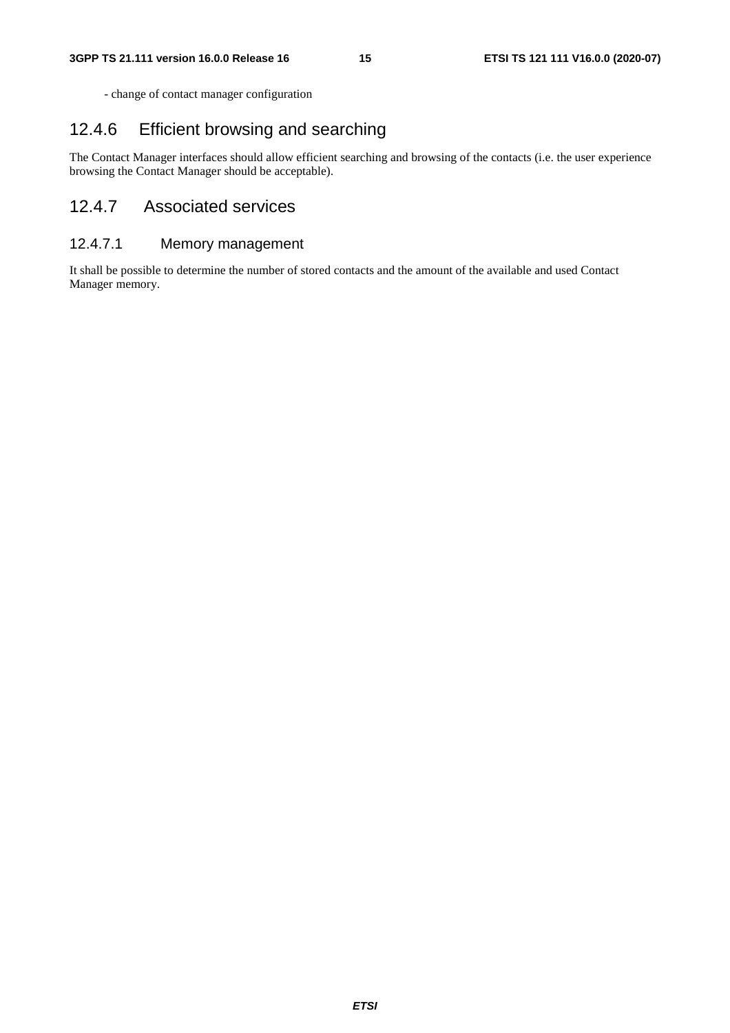- change of contact manager configuration

### 12.4.6 Efficient browsing and searching

The Contact Manager interfaces should allow efficient searching and browsing of the contacts (i.e. the user experience browsing the Contact Manager should be acceptable).

### 12.4.7 Associated services

#### 12.4.7.1 Memory management

It shall be possible to determine the number of stored contacts and the amount of the available and used Contact Manager memory.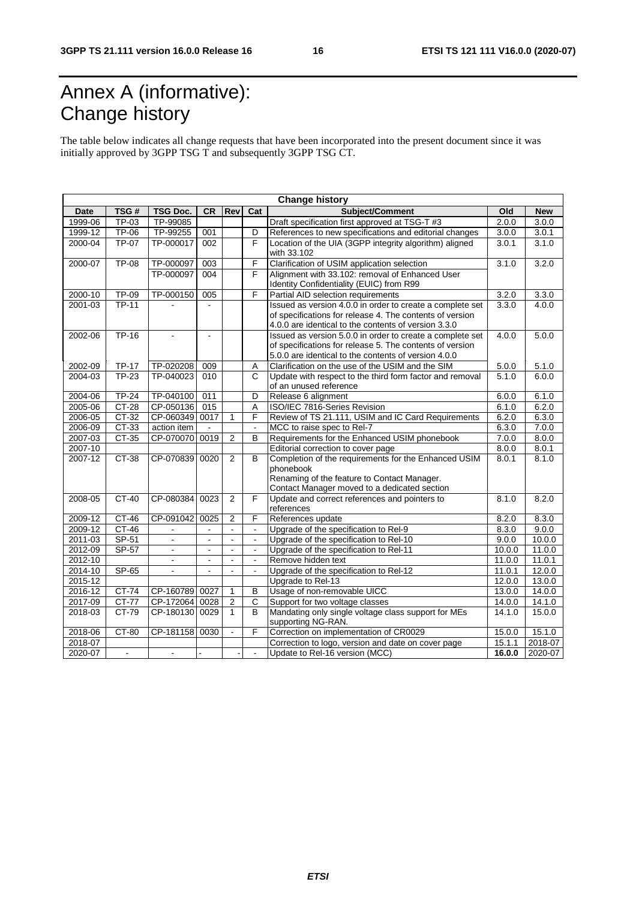# Annex A (informative): Change history

The table below indicates all change requests that have been incorporated into the present document since it was initially approved by 3GPP TSG T and subsequently 3GPP TSG CT.

| Change history | | | | | | | | |
|---|---|---|---|---|---|---|---|---|
| **Date** | **TSG #** | **TSG Doc.** | **CR** | **Rev** | **Cat** | **Subject/Comment** | **Old** | **New** |
| 1999-06 | TP-03 | TP-99085 | | | | Draft specification first approved at TSG-T #3 | 2.0.0 | 3.0.0 |
| 1999-12 | TP-06 | TP-99255 | 001 | | D | References to new specifications and editorial changes | 3.0.0 | 3.0.1 |
| 2000-04 | TP-07 | TP-000017 | 002 | | F | Location of the UIA (3GPP integrity algorithm) aligned with 33.102 | 3.0.1 | 3.1.0 |
| 2000-07 | TP-08 | TP-000097 | 003 | | F | Clarification of USIM application selection | 3.1.0 | 3.2.0 |
| | | TP-000097 | 004 | | F | Alignment with 33.102: removal of Enhanced User Identity Confidentiality (EUIC) from R99 | | |
| 2000-10 | TP-09 | TP-000150 | 005 | | F | Partial AID selection requirements | 3.2.0 | 3.3.0 |
| 2001-03 | TP-11 | - | - | | | Issued as version 4.0.0 in order to create a complete set of specifications for release 4. The contents of version 4.0.0 are identical to the contents of version 3.3.0 | 3.3.0 | 4.0.0 |
| 2002-06 | TP-16 | - | - | | | Issued as version 5.0.0 in order to create a complete set of specifications for release 5. The contents of version 5.0.0 are identical to the contents of version 4.0.0 | 4.0.0 | 5.0.0 |
| 2002-09 | TP-17 | TP-020208 | 009 | | A | Clarification on the use of the USIM and the SIM | 5.0.0 | 5.1.0 |
| 2004-03 | TP-23 | TP-040023 | 010 | | C | Update with respect to the third form factor and removal of an unused reference | 5.1.0 | 6.0.0 |
| 2004-06 | TP-24 | TP-040100 | 011 | | D | Release 6 alignment | 6.0.0 | 6.1.0 |
| 2005-06 | CT-28 | CP-050136 | 015 | | A | ISO/IEC 7816-Series Revision | 6.1.0 | 6.2.0 |
| 2006-05 | CT-32 | CP-060349 | 0017 | 1 | F | Review of TS 21.111, USIM and IC Card Requirements | 6.2.0 | 6.3.0 |
| 2006-09 | CT-33 | action item | - | | - | MCC to raise spec to Rel-7 | 6.3.0 | 7.0.0 |
| 2007-03 | CT-35 | CP-070070 | 0019 | 2 | B | Requirements for the Enhanced USIM phonebook | 7.0.0 | 8.0.0 |
| 2007-10 | | | | | | Editorial correction to cover page | 8.0.0 | 8.0.1 |
| 2007-12 | CT-38 | CP-070839 | 0020 | 2 | B | Completion of the requirements for the Enhanced USIM phonebook<br>Renaming of the feature to Contact Manager.<br>Contact Manager moved to a dedicated section | 8.0.1 | 8.1.0 |
| 2008-05 | CT-40 | CP-080384 | 0023 | 2 | F | Update and correct references and pointers to references | 8.1.0 | 8.2.0 |
| 2009-12 | CT-46 | CP-091042 | 0025 | 2 | F | References update | 8.2.0 | 8.3.0 |
| 2009-12 | CT-46 | - | - | - | - | Upgrade of the specification to Rel-9 | 8.3.0 | 9.0.0 |
| 2011-03 | SP-51 | - | - | - | - | Upgrade of the specification to Rel-10 | 9.0.0 | 10.0.0 |
| 2012-09 | SP-57 | - | - | - | - | Upgrade of the specification to Rel-11 | 10.0.0 | 11.0.0 |
| 2012-10 | | - | - | - | - | Remove hidden text | 11.0.0 | 11.0.1 |
| 2014-10 | SP-65 | - | - | - | - | Upgrade of the specification to Rel-12 | 11.0.1 | 12.0.0 |
| 2015-12 | | | | | | Upgrade to Rel-13 | 12.0.0 | 13.0.0 |
| 2016-12 | CT-74 | CP-160789 | 0027 | 1 | B | Usage of non-removable UICC | 13.0.0 | 14.0.0 |
| 2017-09 | CT-77 | CP-172064 | 0028 | 2 | C | Support for two voltage classes | 14.0.0 | 14.1.0 |
| 2018-03 | CT-79 | CP-180130 | 0029 | 1 | B | Mandating only single voltage class support for MEs supporting NG-RAN. | 14.1.0 | 15.0.0 |
| 2018-06 | CT-80 | CP-181158 | 0030 | - | F | Correction on implementation of CR0029 | 15.0.0 | 15.1.0 |
| 2018-07 | | | | | | Correction to logo, version and date on cover page | 15.1.1 | 2018-07 |
| 2020-07 | - | - | - | - | - | Update to Rel-16 version (MCC) | **16.0.0** | 2020-07 |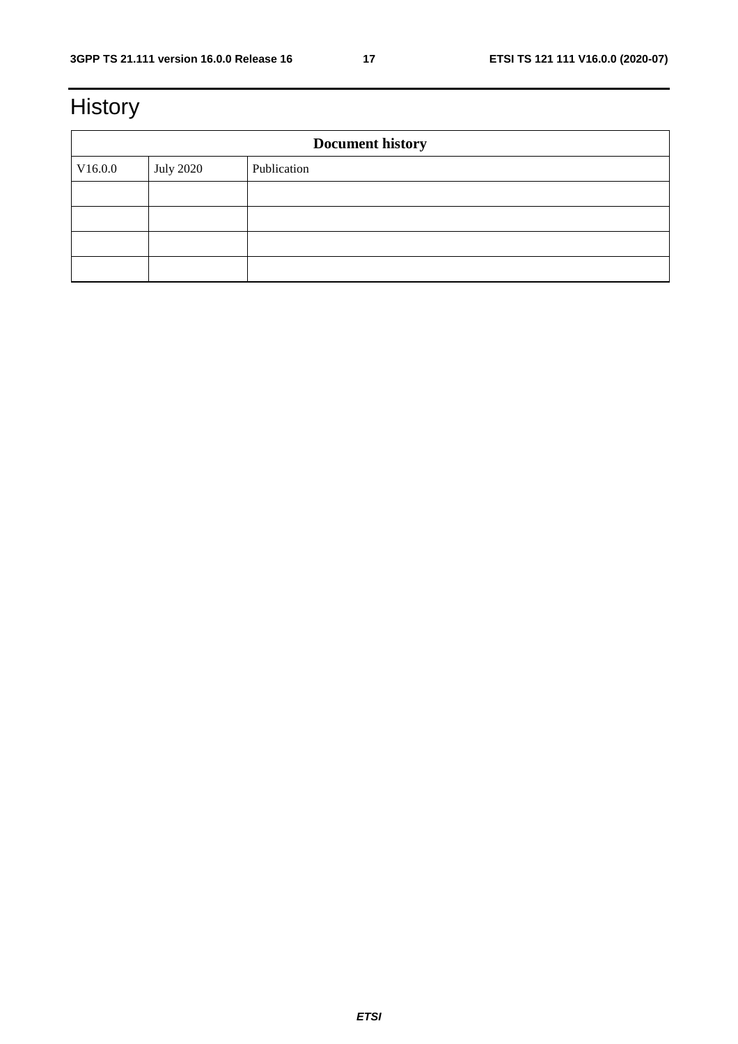# History

| Document history | | |
|---|---|---|
| V16.0.0 | July 2020 | Publication |
| | | |
| | | |
| | | |
| | | |